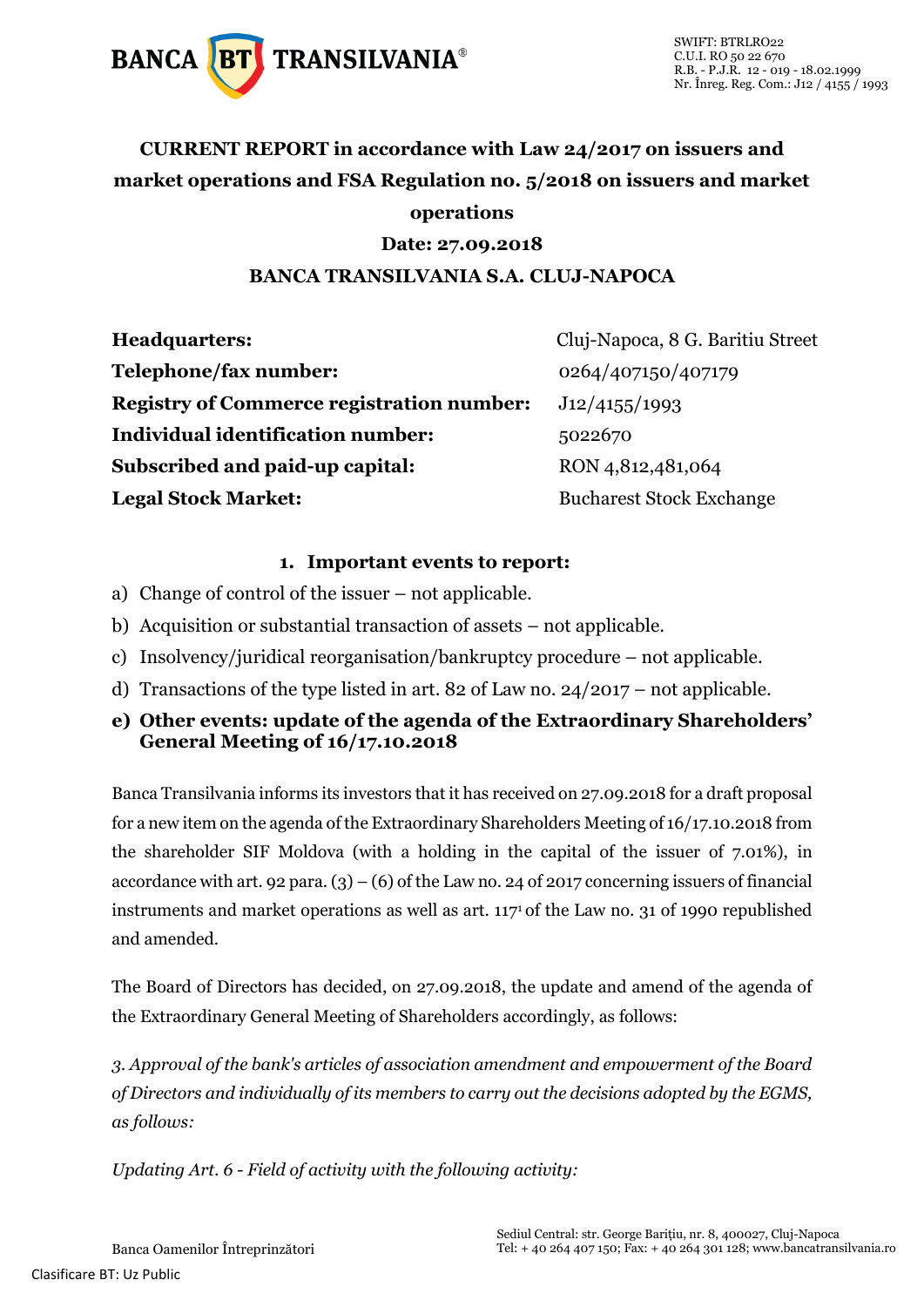# CURRENT REPORT in accordance with Law 24/2017 on issuers and market operations and FSA Regulation no. 5/2018 on issuers and market operations

**Date: 27.09.2018**

**BANCA TRANSILVANIA S.A. CLUJ-NAPOCA**

| | |
|---|---|
| **Headquarters:** | Cluj-Napoca, 8 G. Baritiu Street |
| **Telephone/fax number:** | 0264/407150/407179 |
| **Registry of Commerce registration number:** | J12/4155/1993 |
| **Individual identification number:** | 5022670 |
| **Subscribed and paid-up capital:** | RON 4,812,481,064 |
| **Legal Stock Market:** | Bucharest Stock Exchange |

## 1. Important events to report:

a) Change of control of the issuer – not applicable.

b) Acquisition or substantial transaction of assets – not applicable.

c) Insolvency/juridical reorganisation/bankruptcy procedure – not applicable.

d) Transactions of the type listed in art. 82 of Law no. 24/2017 – not applicable.

**e) Other events: update of the agenda of the Extraordinary Shareholders' General Meeting of 16/17.10.2018**

Banca Transilvania informs its investors that it has received on 27.09.2018 for a draft proposal for a new item on the agenda of the Extraordinary Shareholders Meeting of 16/17.10.2018 from the shareholder SIF Moldova (with a holding in the capital of the issuer of 7.01%), in accordance with art. 92 para. (3) – (6) of the Law no. 24 of 2017 concerning issuers of financial instruments and market operations as well as art. 117[1] of the Law no. 31 of 1990 republished and amended.

The Board of Directors has decided, on 27.09.2018, the update and amend of the agenda of the Extraordinary General Meeting of Shareholders accordingly, as follows:

*3. Approval of the bank's articles of association amendment and empowerment of the Board of Directors and individually of its members to carry out the decisions adopted by the EGMS, as follows:*

*Updating Art. 6 - Field of activity with the following activity:*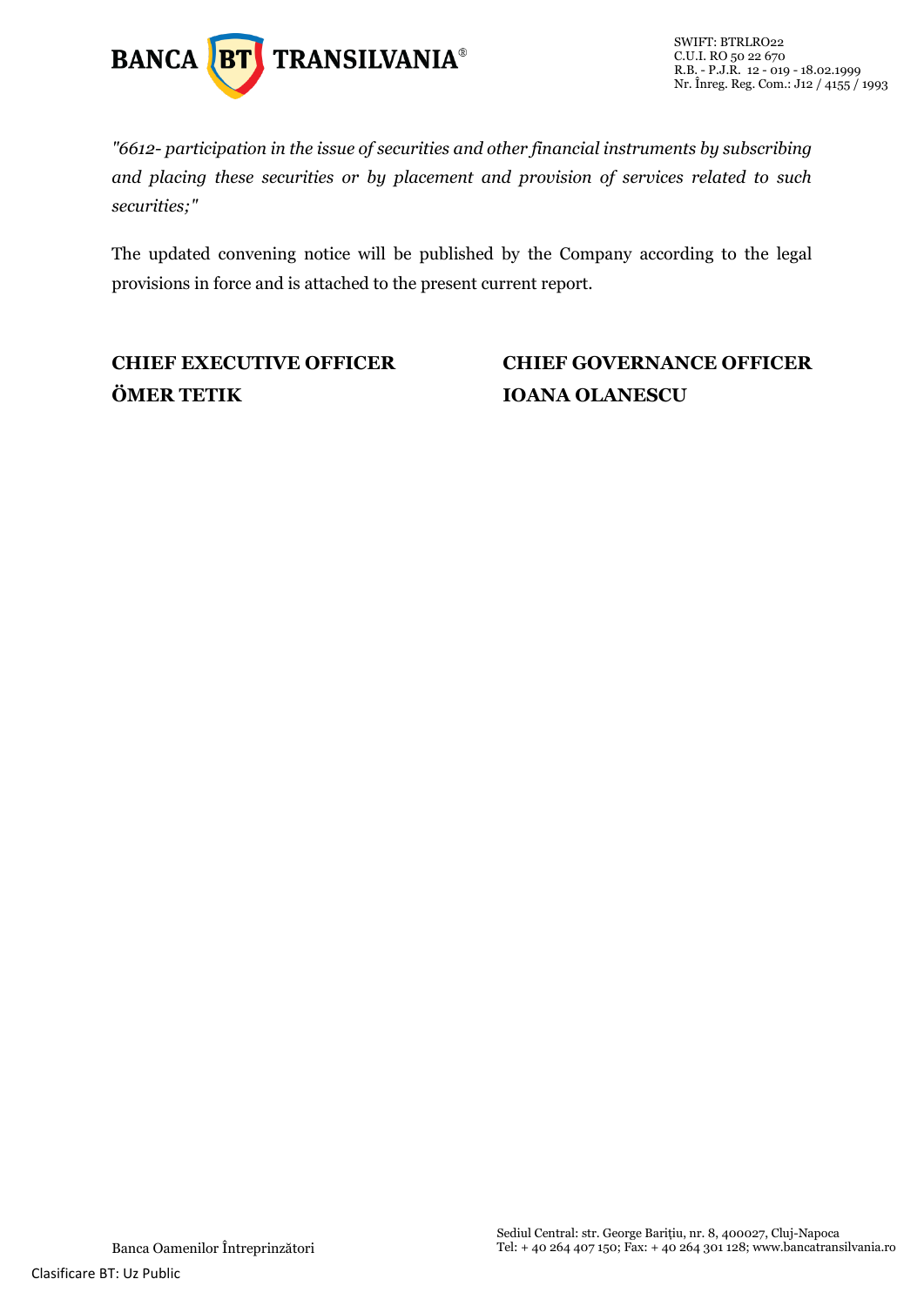*"6612- participation in the issue of securities and other financial instruments by subscribing and placing these securities or by placement and provision of services related to such securities;"*

The updated convening notice will be published by the Company according to the legal provisions in force and is attached to the present current report.

**CHIEF EXECUTIVE OFFICER**
**ÖMER TETIK**

**CHIEF GOVERNANCE OFFICER**
**IOANA OLANESCU**